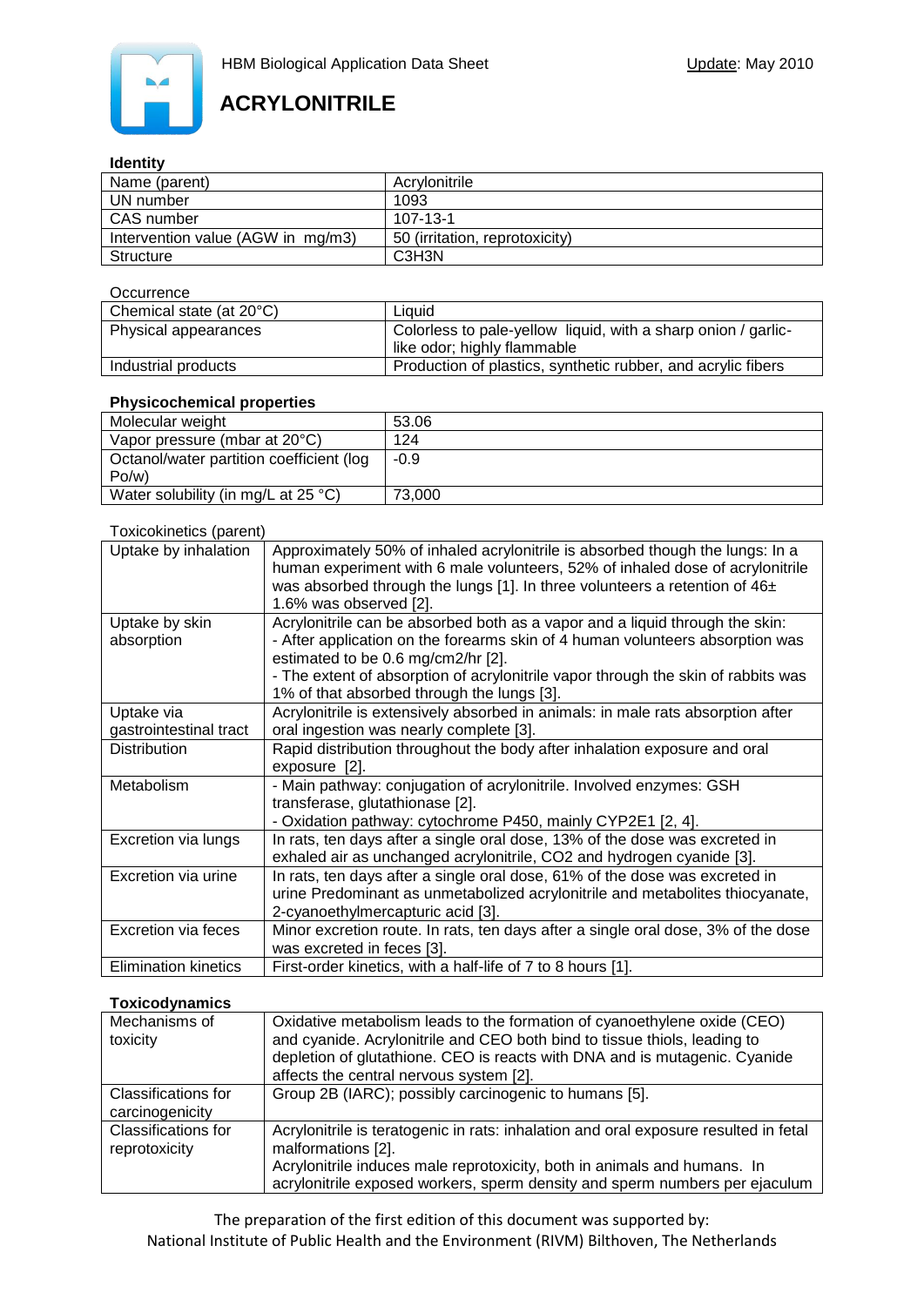HBM Biological Application Data Sheet

Update: May 2010

# ACRYLONITRILE

**Identity**

| Name (parent) | Acrylonitrile |
|---|---|
| UN number | 1093 |
| CAS number | 107-13-1 |
| Intervention value (AGW in mg/m3) | 50 (irritation, reprotoxicity) |
| Structure | $C_3H_3N$ |

Occurrence

| Chemical state (at 20°C) | Liquid |
|---|---|
| Physical appearances | Colorless to pale-yellow liquid, with a sharp onion / garlic-like odor; highly flammable |
| Industrial products | Production of plastics, synthetic rubber, and acrylic fibers |

**Physicochemical properties**

| Molecular weight | 53.06 |
|---|---|
| Vapor pressure (mbar at 20°C) | 124 |
| Octanol/water partition coefficient (log Po/w) | -0.9 |
| Water solubility (in mg/L at 25 °C) | 73,000 |

Toxicokinetics (parent)

| Uptake by inhalation | Approximately 50% of inhaled acrylonitrile is absorbed though the lungs: In a human experiment with 6 male volunteers, 52% of inhaled dose of acrylonitrile was absorbed through the lungs [1]. In three volunteers a retention of 46± 1.6% was observed [2]. |
|---|---|
| Uptake by skin absorption | Acrylonitrile can be absorbed both as a vapor and a liquid through the skin:<br>- After application on the forearms skin of 4 human volunteers absorption was estimated to be 0.6 mg/cm2/hr [2].<br>- The extent of absorption of acrylonitrile vapor through the skin of rabbits was 1% of that absorbed through the lungs [3]. |
| Uptake via gastrointestinal tract | Acrylonitrile is extensively absorbed in animals: in male rats absorption after oral ingestion was nearly complete [3]. |
| Distribution | Rapid distribution throughout the body after inhalation exposure and oral exposure [2]. |
| Metabolism | - Main pathway: conjugation of acrylonitrile. Involved enzymes: GSH transferase, glutathionase [2].<br>- Oxidation pathway: cytochrome P450, mainly CYP2E1 [2, 4]. |
| Excretion via lungs | In rats, ten days after a single oral dose, 13% of the dose was excreted in exhaled air as unchanged acrylonitrile, CO2 and hydrogen cyanide [3]. |
| Excretion via urine | In rats, ten days after a single oral dose, 61% of the dose was excreted in urine Predominant as unmetabolized acrylonitrile and metabolites thiocyanate, 2-cyanoethylmercapturic acid [3]. |
| Excretion via feces | Minor excretion route. In rats, ten days after a single oral dose, 3% of the dose was excreted in feces [3]. |
| Elimination kinetics | First-order kinetics, with a half-life of 7 to 8 hours [1]. |

**Toxicodynamics**

| Mechanisms of toxicity | Oxidative metabolism leads to the formation of cyanoethylene oxide (CEO) and cyanide. Acrylonitrile and CEO both bind to tissue thiols, leading to depletion of glutathione. CEO is reacts with DNA and is mutagenic. Cyanide affects the central nervous system [2]. |
|---|---|
| Classifications for carcinogenicity | Group 2B (IARC); possibly carcinogenic to humans [5]. |
| Classifications for reprotoxicity | Acrylonitrile is teratogenic in rats: inhalation and oral exposure resulted in fetal malformations [2].<br>Acrylonitrile induces male reprotoxicity, both in animals and humans. In acrylonitrile exposed workers, sperm density and sperm numbers per ejaculum |

The preparation of the first edition of this document was supported by:
National Institute of Public Health and the Environment (RIVM) Bilthoven, The Netherlands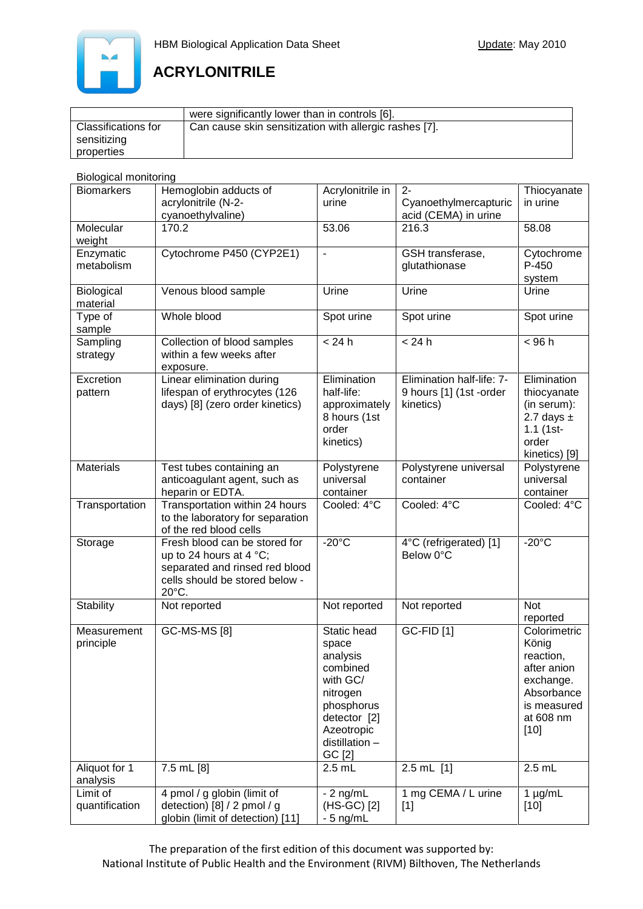|  |  |
| --- | --- |
|  | were significantly lower than in controls [6]. |
| Classifications for sensitizing properties | Can cause skin sensitization with allergic rashes [7]. |

Biological monitoring

| Biomarkers | Hemoglobin adducts of acrylonitrile (N-2-cyanoethylvaline) | Acrylonitrile in urine | 2-Cyanoethylmercapturic acid (CEMA) in urine | Thiocyanate in urine |
| --- | --- | --- | --- | --- |
| Molecular weight | 170.2 | 53.06 | 216.3 | 58.08 |
| Enzymatic metabolism | Cytochrome P450 (CYP2E1) | - | GSH transferase, glutathionase | Cytochrome P-450 system |
| Biological material | Venous blood sample | Urine | Urine | Urine |
| Type of sample | Whole blood | Spot urine | Spot urine | Spot urine |
| Sampling strategy | Collection of blood samples within a few weeks after exposure. | < 24 h | < 24 h | < 96 h |
| Excretion pattern | Linear elimination during lifespan of erythrocytes (126 days) [8] (zero order kinetics) | Elimination half-life: approximately 8 hours (1st order kinetics) | Elimination half-life: 7-9 hours [1] (1st -order kinetics) | Elimination thiocyanate (in serum): 2.7 days ± 1.1 (1st-order kinetics) [9] |
| Materials | Test tubes containing an anticoagulant agent, such as heparin or EDTA. | Polystyrene universal container | Polystyrene universal container | Polystyrene universal container |
| Transportation | Transportation within 24 hours to the laboratory for separation of the red blood cells | Cooled: 4°C | Cooled: 4°C | Cooled: 4°C |
| Storage | Fresh blood can be stored for up to 24 hours at 4 °C; separated and rinsed red blood cells should be stored below -20°C. | -20°C | 4°C (refrigerated) [1] Below 0°C | -20°C |
| Stability | Not reported | Not reported | Not reported | Not reported |
| Measurement principle | GC-MS-MS [8] | Static head space analysis combined with GC/ nitrogen phosphorus detector [2] Azeotropic distillation – GC [2] | GC-FID [1] | Colorimetric König reaction, after anion exchange. Absorbance is measured at 608 nm [10] |
| Aliquot for 1 analysis | 7.5 mL [8] | 2.5 mL | 2.5 mL [1] | 2.5 mL |
| Limit of quantification | 4 pmol / g globin (limit of detection) [8] / 2 pmol / g globin (limit of detection) [11] | - 2 ng/mL (HS-GC) [2] - 5 ng/mL | 1 mg CEMA / L urine [1] | 1 µg/mL [10] |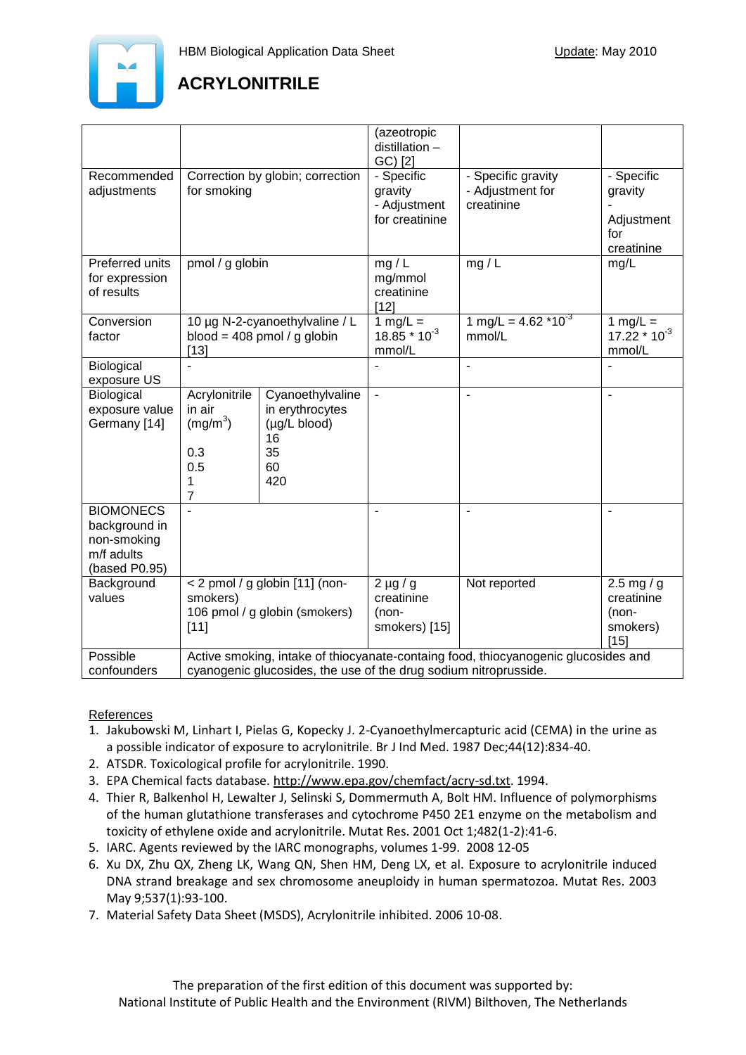# ACRYLONITRILE

HBM Biological Application Data Sheet

Update: May 2010

| | | | | | |
|---|---|---|---|---|---|
| | | | (azeotropic distillation – GC) [2] | | |
| Recommended adjustments | Correction by globin; correction for smoking | | - Specific gravity<br>- Adjustment for creatinine | - Specific gravity<br>- Adjustment for creatinine | - Specific gravity<br>- Adjustment for creatinine |
| Preferred units for expression of results | pmol / g globin | | mg / L<br>mg/mmol creatinine [12] | mg / L | mg/L |
| Conversion factor | 10 µg N-2-cyanoethylvaline / L blood = 408 pmol / g globin [13] | | 1 mg/L = 18.85 * $10^{-3}$ mmol/L | 1 mg/L = 4.62 *$10^{-3}$ mmol/L | 1 mg/L = 17.22 * $10^{-3}$ mmol/L |
| Biological exposure US | - | | - | - | - |
| Biological exposure value Germany [14] | Acrylonitrile in air ($mg/m^3$)<br><br>0.3<br>0.5<br>1<br>7 | Cyanoethylvaline in erythrocytes (µg/L blood)<br>16<br>35<br>60<br>420 | - | - | - |
| BIOMONECS background in non-smoking m/f adults (based P0.95) | - | | - | - | - |
| Background values | < 2 pmol / g globin [11] (non-smokers)<br>106 pmol / g globin (smokers) [11] | | 2 µg / g creatinine (non-smokers) [15] | Not reported | 2.5 mg / g creatinine (non-smokers) [15] |
| Possible confounders | Active smoking, intake of thiocyanate-containg food, thiocyanogenic glucosides and cyanogenic glucosides, the use of the drug sodium nitroprusside. | | | | |

References

1. Jakubowski M, Linhart I, Pielas G, Kopecky J. 2-Cyanoethylmercapturic acid (CEMA) in the urine as a possible indicator of exposure to acrylonitrile. Br J Ind Med. 1987 Dec;44(12):834-40.
2. ATSDR. Toxicological profile for acrylonitrile. 1990.
3. EPA Chemical facts database. http://www.epa.gov/chemfact/acry-sd.txt. 1994.
4. Thier R, Balkenhol H, Lewalter J, Selinski S, Dommermuth A, Bolt HM. Influence of polymorphisms of the human glutathione transferases and cytochrome P450 2E1 enzyme on the metabolism and toxicity of ethylene oxide and acrylonitrile. Mutat Res. 2001 Oct 1;482(1-2):41-6.
5. IARC. Agents reviewed by the IARC monographs, volumes 1-99. 2008 12-05
6. Xu DX, Zhu QX, Zheng LK, Wang QN, Shen HM, Deng LX, et al. Exposure to acrylonitrile induced DNA strand breakage and sex chromosome aneuploidy in human spermatozoa. Mutat Res. 2003 May 9;537(1):93-100.
7. Material Safety Data Sheet (MSDS), Acrylonitrile inhibited. 2006 10-08.

The preparation of the first edition of this document was supported by:
National Institute of Public Health and the Environment (RIVM) Bilthoven, The Netherlands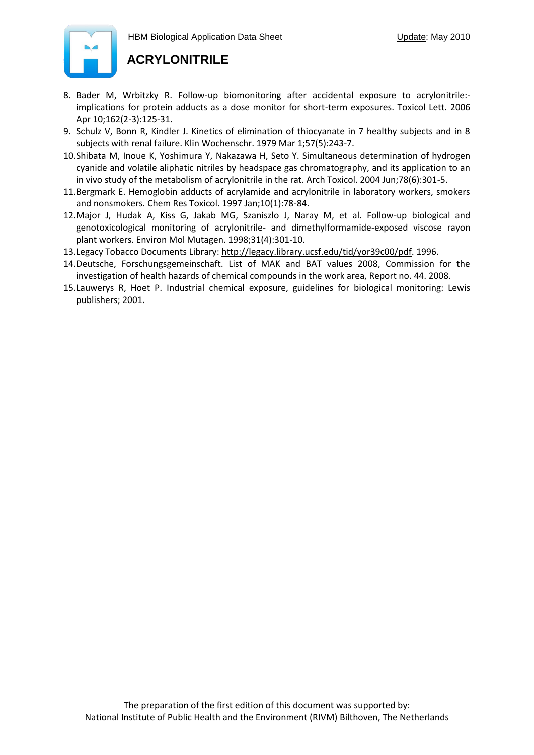8. Bader M, Wrbitzky R. Follow-up biomonitoring after accidental exposure to acrylonitrile:-implications for protein adducts as a dose monitor for short-term exposures. Toxicol Lett. 2006 Apr 10;162(2-3):125-31.
9. Schulz V, Bonn R, Kindler J. Kinetics of elimination of thiocyanate in 7 healthy subjects and in 8 subjects with renal failure. Klin Wochenschr. 1979 Mar 1;57(5):243-7.
10. Shibata M, Inoue K, Yoshimura Y, Nakazawa H, Seto Y. Simultaneous determination of hydrogen cyanide and volatile aliphatic nitriles by headspace gas chromatography, and its application to an in vivo study of the metabolism of acrylonitrile in the rat. Arch Toxicol. 2004 Jun;78(6):301-5.
11. Bergmark E. Hemoglobin adducts of acrylamide and acrylonitrile in laboratory workers, smokers and nonsmokers. Chem Res Toxicol. 1997 Jan;10(1):78-84.
12. Major J, Hudak A, Kiss G, Jakab MG, Szaniszlo J, Naray M, et al. Follow-up biological and genotoxicological monitoring of acrylonitrile- and dimethylformamide-exposed viscose rayon plant workers. Environ Mol Mutagen. 1998;31(4):301-10.
13. Legacy Tobacco Documents Library: http://legacy.library.ucsf.edu/tid/yor39c00/pdf. 1996.
14. Deutsche, Forschungsgemeinschaft. List of MAK and BAT values 2008, Commission for the investigation of health hazards of chemical compounds in the work area, Report no. 44. 2008.
15. Lauwerys R, Hoet P. Industrial chemical exposure, guidelines for biological monitoring: Lewis publishers; 2001.

The preparation of the first edition of this document was supported by:
National Institute of Public Health and the Environment (RIVM) Bilthoven, The Netherlands